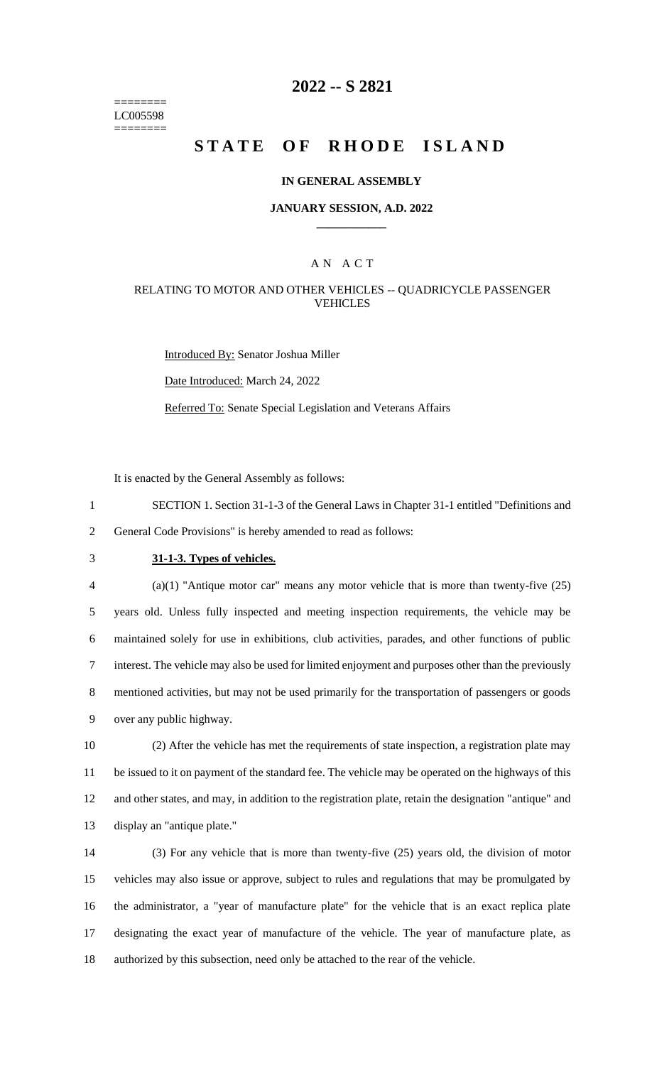========
LC005598
========

# 2022 -- S 2821

# STATE OF RHODE ISLAND

### IN GENERAL ASSEMBLY

### JANUARY SESSION, A.D. 2022

A N A C T

RELATING TO MOTOR AND OTHER VEHICLES -- QUADRICYCLE PASSENGER VEHICLES

Introduced By: Senator Joshua Miller

Date Introduced: March 24, 2022

Referred To: Senate Special Legislation and Veterans Affairs

It is enacted by the General Assembly as follows:

1 SECTION 1. Section 31-1-3 of the General Laws in Chapter 31-1 entitled "Definitions and
2 General Code Provisions" is hereby amended to read as follows:

3 **31-1-3. Types of vehicles.**

4 (a)(1) "Antique motor car" means any motor vehicle that is more than twenty-five (25)
5 years old. Unless fully inspected and meeting inspection requirements, the vehicle may be
6 maintained solely for use in exhibitions, club activities, parades, and other functions of public
7 interest. The vehicle may also be used for limited enjoyment and purposes other than the previously
8 mentioned activities, but may not be used primarily for the transportation of passengers or goods
9 over any public highway.

10 (2) After the vehicle has met the requirements of state inspection, a registration plate may
11 be issued to it on payment of the standard fee. The vehicle may be operated on the highways of this
12 and other states, and may, in addition to the registration plate, retain the designation "antique" and
13 display an "antique plate."

14 (3) For any vehicle that is more than twenty-five (25) years old, the division of motor
15 vehicles may also issue or approve, subject to rules and regulations that may be promulgated by
16 the administrator, a "year of manufacture plate" for the vehicle that is an exact replica plate
17 designating the exact year of manufacture of the vehicle. The year of manufacture plate, as
18 authorized by this subsection, need only be attached to the rear of the vehicle.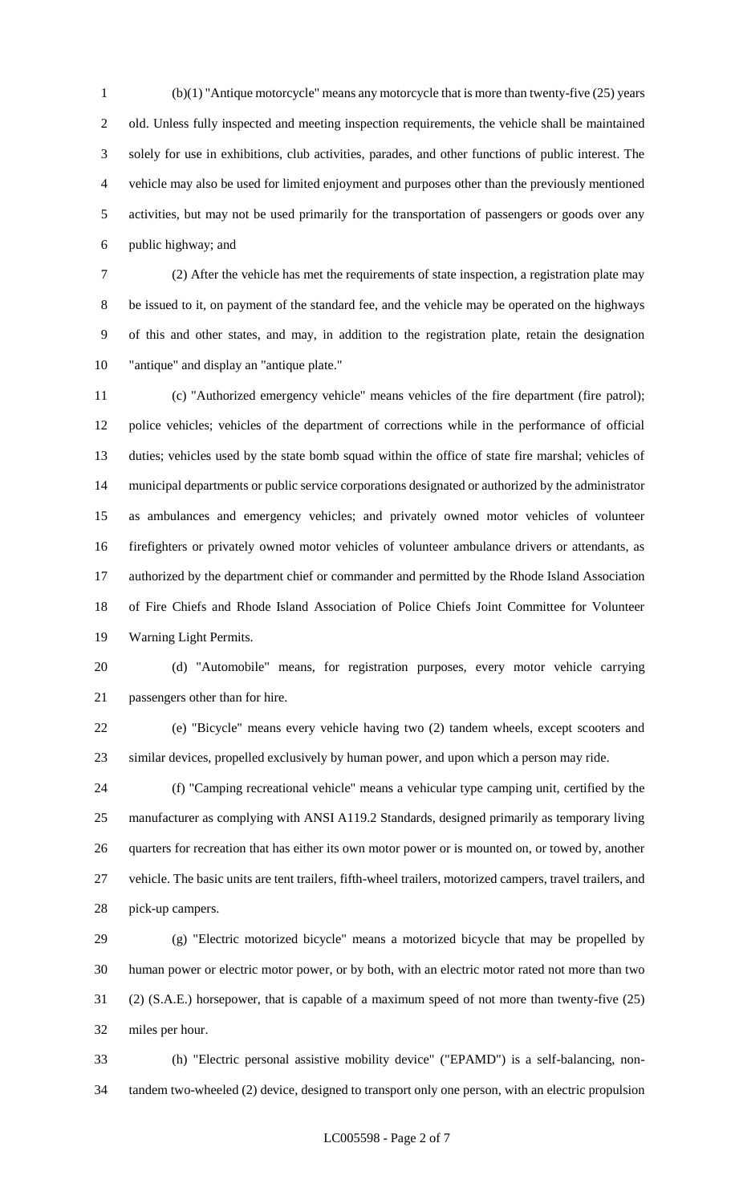(b)(1) "Antique motorcycle" means any motorcycle that is more than twenty-five (25) years old. Unless fully inspected and meeting inspection requirements, the vehicle shall be maintained solely for use in exhibitions, club activities, parades, and other functions of public interest. The vehicle may also be used for limited enjoyment and purposes other than the previously mentioned activities, but may not be used primarily for the transportation of passengers or goods over any public highway; and

(2) After the vehicle has met the requirements of state inspection, a registration plate may be issued to it, on payment of the standard fee, and the vehicle may be operated on the highways of this and other states, and may, in addition to the registration plate, retain the designation "antique" and display an "antique plate."

(c) "Authorized emergency vehicle" means vehicles of the fire department (fire patrol); police vehicles; vehicles of the department of corrections while in the performance of official duties; vehicles used by the state bomb squad within the office of state fire marshal; vehicles of municipal departments or public service corporations designated or authorized by the administrator as ambulances and emergency vehicles; and privately owned motor vehicles of volunteer firefighters or privately owned motor vehicles of volunteer ambulance drivers or attendants, as authorized by the department chief or commander and permitted by the Rhode Island Association of Fire Chiefs and Rhode Island Association of Police Chiefs Joint Committee for Volunteer Warning Light Permits.

(d) "Automobile" means, for registration purposes, every motor vehicle carrying passengers other than for hire.

(e) "Bicycle" means every vehicle having two (2) tandem wheels, except scooters and similar devices, propelled exclusively by human power, and upon which a person may ride.

(f) "Camping recreational vehicle" means a vehicular type camping unit, certified by the manufacturer as complying with ANSI A119.2 Standards, designed primarily as temporary living quarters for recreation that has either its own motor power or is mounted on, or towed by, another vehicle. The basic units are tent trailers, fifth-wheel trailers, motorized campers, travel trailers, and pick-up campers.

(g) "Electric motorized bicycle" means a motorized bicycle that may be propelled by human power or electric motor power, or by both, with an electric motor rated not more than two (2) (S.A.E.) horsepower, that is capable of a maximum speed of not more than twenty-five (25) miles per hour.

(h) "Electric personal assistive mobility device" ("EPAMD") is a self-balancing, non-tandem two-wheeled (2) device, designed to transport only one person, with an electric propulsion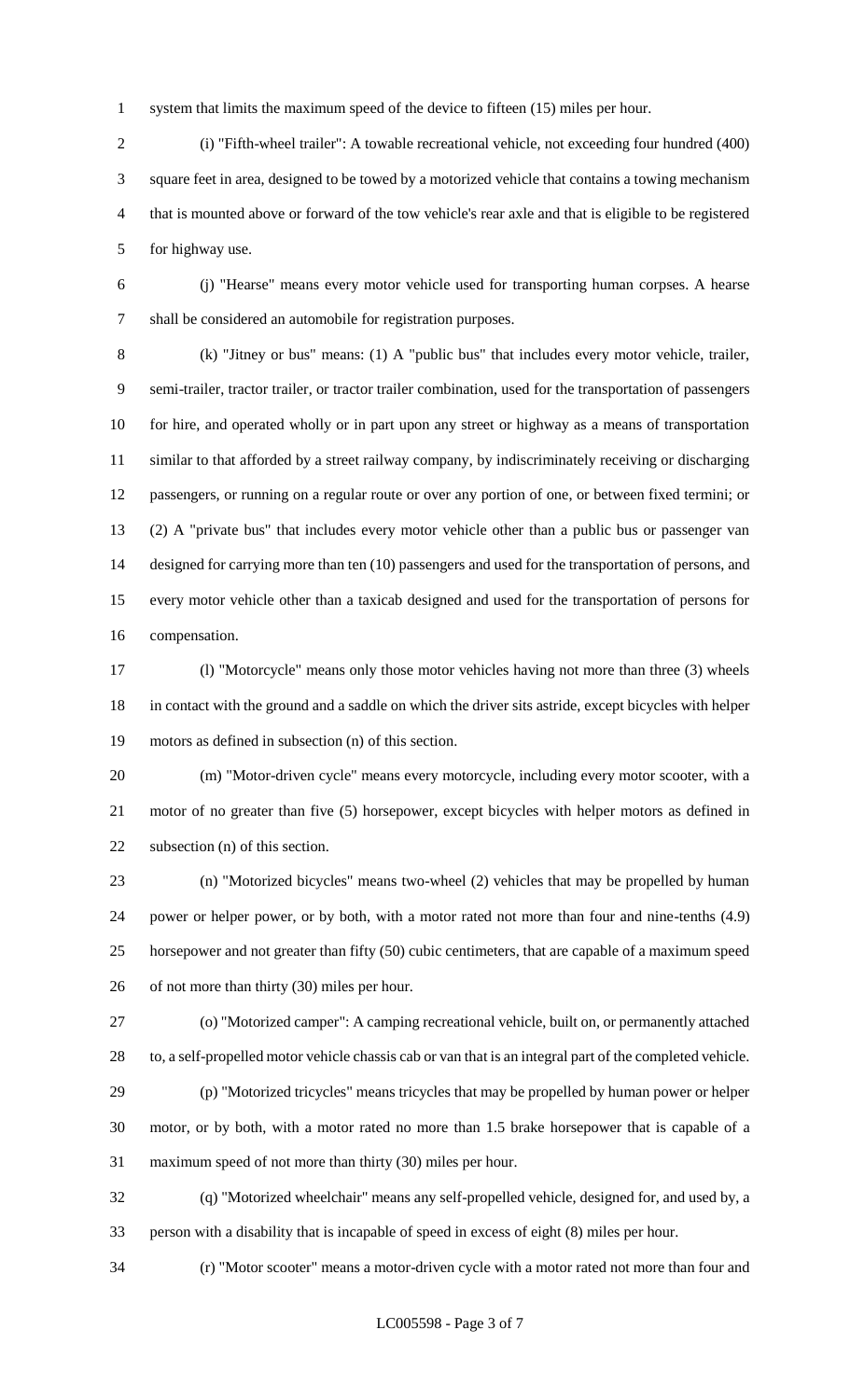system that limits the maximum speed of the device to fifteen (15) miles per hour.

(i) "Fifth-wheel trailer": A towable recreational vehicle, not exceeding four hundred (400) square feet in area, designed to be towed by a motorized vehicle that contains a towing mechanism that is mounted above or forward of the tow vehicle's rear axle and that is eligible to be registered for highway use.

(j) "Hearse" means every motor vehicle used for transporting human corpses. A hearse shall be considered an automobile for registration purposes.

(k) "Jitney or bus" means: (1) A "public bus" that includes every motor vehicle, trailer, semi-trailer, tractor trailer, or tractor trailer combination, used for the transportation of passengers for hire, and operated wholly or in part upon any street or highway as a means of transportation similar to that afforded by a street railway company, by indiscriminately receiving or discharging passengers, or running on a regular route or over any portion of one, or between fixed termini; or (2) A "private bus" that includes every motor vehicle other than a public bus or passenger van designed for carrying more than ten (10) passengers and used for the transportation of persons, and every motor vehicle other than a taxicab designed and used for the transportation of persons for compensation.

(l) "Motorcycle" means only those motor vehicles having not more than three (3) wheels in contact with the ground and a saddle on which the driver sits astride, except bicycles with helper motors as defined in subsection (n) of this section.

(m) "Motor-driven cycle" means every motorcycle, including every motor scooter, with a motor of no greater than five (5) horsepower, except bicycles with helper motors as defined in subsection (n) of this section.

(n) "Motorized bicycles" means two-wheel (2) vehicles that may be propelled by human power or helper power, or by both, with a motor rated not more than four and nine-tenths (4.9) horsepower and not greater than fifty (50) cubic centimeters, that are capable of a maximum speed of not more than thirty (30) miles per hour.

(o) "Motorized camper": A camping recreational vehicle, built on, or permanently attached to, a self-propelled motor vehicle chassis cab or van that is an integral part of the completed vehicle.

(p) "Motorized tricycles" means tricycles that may be propelled by human power or helper motor, or by both, with a motor rated no more than 1.5 brake horsepower that is capable of a maximum speed of not more than thirty (30) miles per hour.

(q) "Motorized wheelchair" means any self-propelled vehicle, designed for, and used by, a person with a disability that is incapable of speed in excess of eight (8) miles per hour.

(r) "Motor scooter" means a motor-driven cycle with a motor rated not more than four and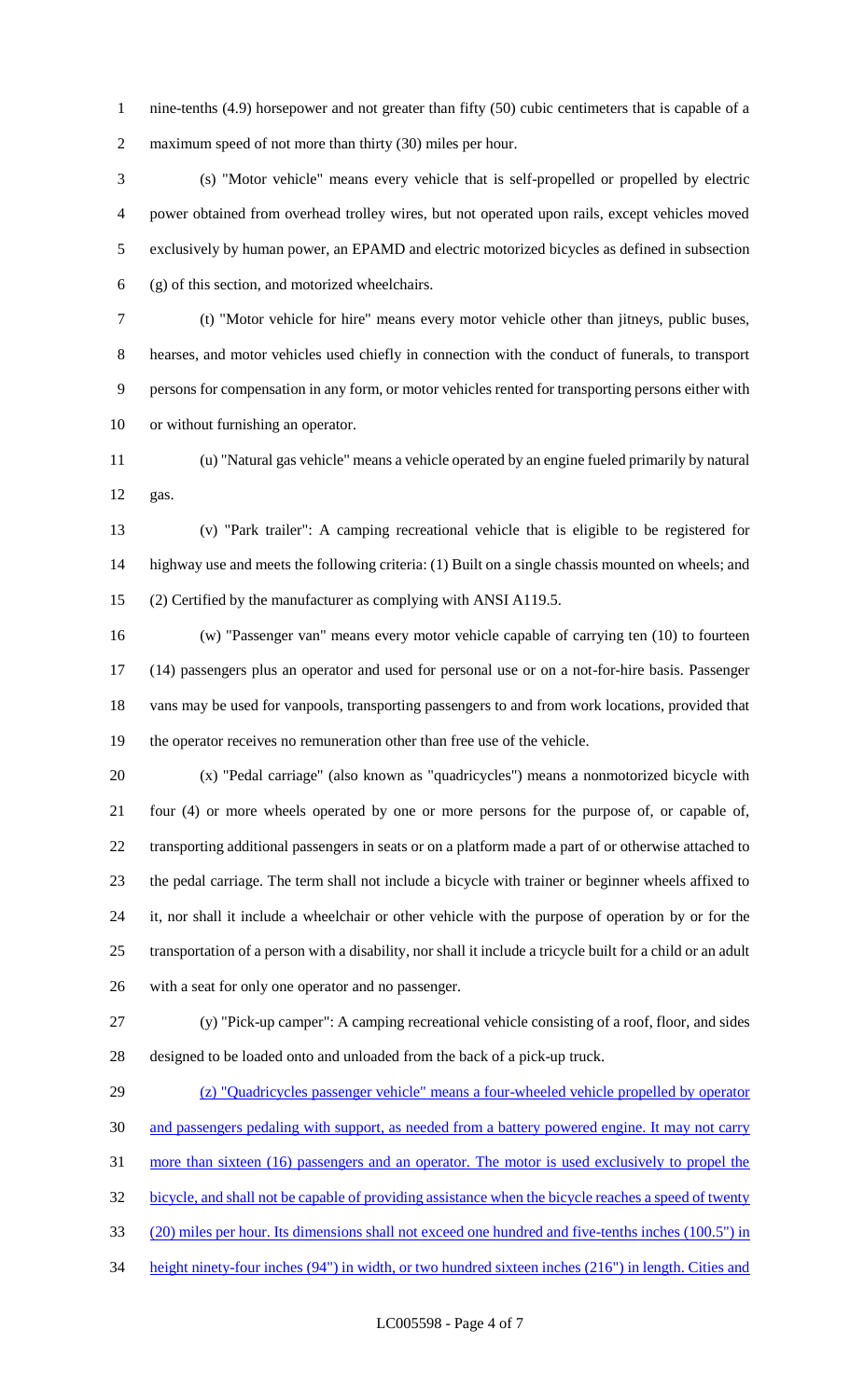nine-tenths (4.9) horsepower and not greater than fifty (50) cubic centimeters that is capable of a maximum speed of not more than thirty (30) miles per hour.

(s) "Motor vehicle" means every vehicle that is self-propelled or propelled by electric power obtained from overhead trolley wires, but not operated upon rails, except vehicles moved exclusively by human power, an EPAMD and electric motorized bicycles as defined in subsection (g) of this section, and motorized wheelchairs.

(t) "Motor vehicle for hire" means every motor vehicle other than jitneys, public buses, hearses, and motor vehicles used chiefly in connection with the conduct of funerals, to transport persons for compensation in any form, or motor vehicles rented for transporting persons either with or without furnishing an operator.

(u) "Natural gas vehicle" means a vehicle operated by an engine fueled primarily by natural gas.

(v) "Park trailer": A camping recreational vehicle that is eligible to be registered for highway use and meets the following criteria: (1) Built on a single chassis mounted on wheels; and (2) Certified by the manufacturer as complying with ANSI A119.5.

(w) "Passenger van" means every motor vehicle capable of carrying ten (10) to fourteen (14) passengers plus an operator and used for personal use or on a not-for-hire basis. Passenger vans may be used for vanpools, transporting passengers to and from work locations, provided that the operator receives no remuneration other than free use of the vehicle.

(x) "Pedal carriage" (also known as "quadricycles") means a nonmotorized bicycle with four (4) or more wheels operated by one or more persons for the purpose of, or capable of, transporting additional passengers in seats or on a platform made a part of or otherwise attached to the pedal carriage. The term shall not include a bicycle with trainer or beginner wheels affixed to it, nor shall it include a wheelchair or other vehicle with the purpose of operation by or for the transportation of a person with a disability, nor shall it include a tricycle built for a child or an adult with a seat for only one operator and no passenger.

(y) "Pick-up camper": A camping recreational vehicle consisting of a roof, floor, and sides designed to be loaded onto and unloaded from the back of a pick-up truck.

<u>(z) "Quadricycles passenger vehicle" means a four-wheeled vehicle propelled by operator and passengers pedaling with support, as needed from a battery powered engine. It may not carry more than sixteen (16) passengers and an operator. The motor is used exclusively to propel the bicycle, and shall not be capable of providing assistance when the bicycle reaches a speed of twenty (20) miles per hour. Its dimensions shall not exceed one hundred and five-tenths inches (100.5") in height ninety-four inches (94") in width, or two hundred sixteen inches (216") in length. Cities and</u>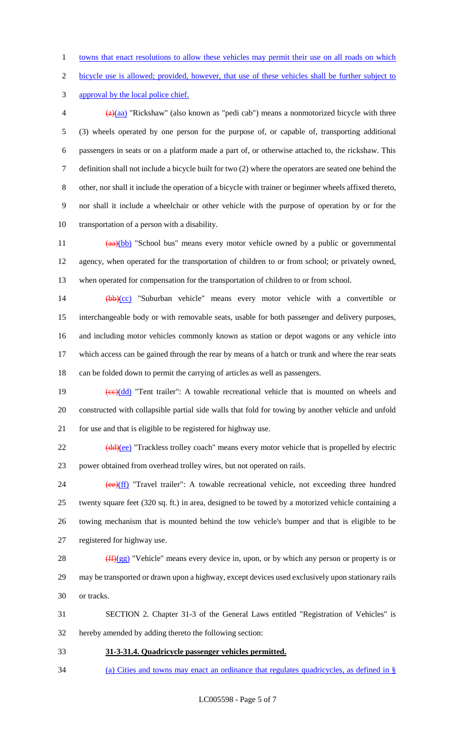towns that enact resolutions to allow these vehicles may permit their use on all roads on which bicycle use is allowed; provided, however, that use of these vehicles shall be further subject to approval by the local police chief.

~~(z)~~(aa) "Rickshaw" (also known as "pedi cab") means a nonmotorized bicycle with three (3) wheels operated by one person for the purpose of, or capable of, transporting additional passengers in seats or on a platform made a part of, or otherwise attached to, the rickshaw. This definition shall not include a bicycle built for two (2) where the operators are seated one behind the other, nor shall it include the operation of a bicycle with trainer or beginner wheels affixed thereto, nor shall it include a wheelchair or other vehicle with the purpose of operation by or for the transportation of a person with a disability.

~~(aa)~~(bb) "School bus" means every motor vehicle owned by a public or governmental agency, when operated for the transportation of children to or from school; or privately owned, when operated for compensation for the transportation of children to or from school.

~~(bb)~~(cc) "Suburban vehicle" means every motor vehicle with a convertible or interchangeable body or with removable seats, usable for both passenger and delivery purposes, and including motor vehicles commonly known as station or depot wagons or any vehicle into which access can be gained through the rear by means of a hatch or trunk and where the rear seats can be folded down to permit the carrying of articles as well as passengers.

~~(cc)~~(dd) "Tent trailer": A towable recreational vehicle that is mounted on wheels and constructed with collapsible partial side walls that fold for towing by another vehicle and unfold for use and that is eligible to be registered for highway use.

~~(dd)~~(ee) "Trackless trolley coach" means every motor vehicle that is propelled by electric power obtained from overhead trolley wires, but not operated on rails.

~~(ee)~~(ff) "Travel trailer": A towable recreational vehicle, not exceeding three hundred twenty square feet (320 sq. ft.) in area, designed to be towed by a motorized vehicle containing a towing mechanism that is mounted behind the tow vehicle's bumper and that is eligible to be registered for highway use.

~~(ff)~~(gg) "Vehicle" means every device in, upon, or by which any person or property is or may be transported or drawn upon a highway, except devices used exclusively upon stationary rails or tracks.

SECTION 2. Chapter 31-3 of the General Laws entitled "Registration of Vehicles" is hereby amended by adding thereto the following section:

**31-3-31.4. Quadricycle passenger vehicles permitted.**

(a) Cities and towns may enact an ordinance that regulates quadricycles, as defined in §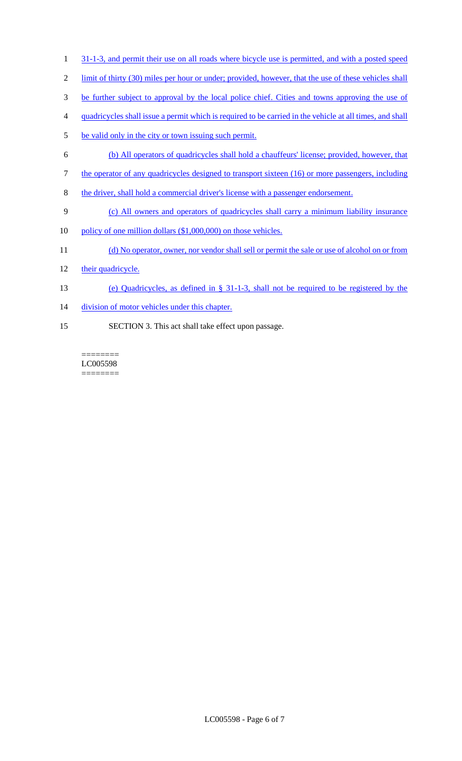31-1-3, and permit their use on all roads where bicycle use is permitted, and with a posted speed limit of thirty (30) miles per hour or under; provided, however, that the use of these vehicles shall be further subject to approval by the local police chief. Cities and towns approving the use of quadricycles shall issue a permit which is required to be carried in the vehicle at all times, and shall be valid only in the city or town issuing such permit.

(b) All operators of quadricycles shall hold a chauffeurs' license; provided, however, that the operator of any quadricycles designed to transport sixteen (16) or more passengers, including the driver, shall hold a commercial driver's license with a passenger endorsement.

(c) All owners and operators of quadricycles shall carry a minimum liability insurance policy of one million dollars ($1,000,000) on those vehicles.

(d) No operator, owner, nor vendor shall sell or permit the sale or use of alcohol on or from their quadricycle.

(e) Quadricycles, as defined in § 31-1-3, shall not be required to be registered by the division of motor vehicles under this chapter.

SECTION 3. This act shall take effect upon passage.

========
LC005598
========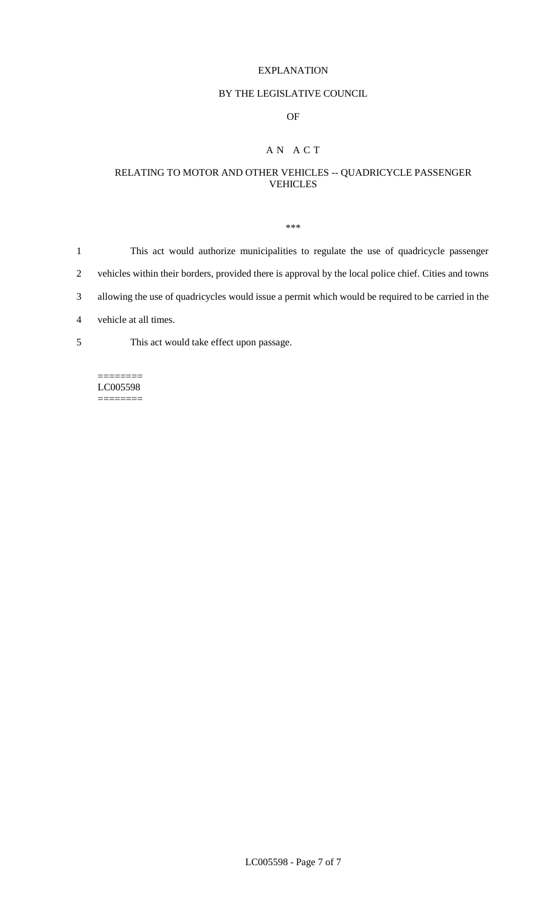EXPLANATION

BY THE LEGISLATIVE COUNCIL

OF

A N A C T

RELATING TO MOTOR AND OTHER VEHICLES -- QUADRICYCLE PASSENGER VEHICLES

\*\*\*

1 This act would authorize municipalities to regulate the use of quadricycle passenger
2 vehicles within their borders, provided there is approval by the local police chief. Cities and towns
3 allowing the use of quadricycles would issue a permit which would be required to be carried in the
4 vehicle at all times.
5 This act would take effect upon passage.

========
LC005598
========